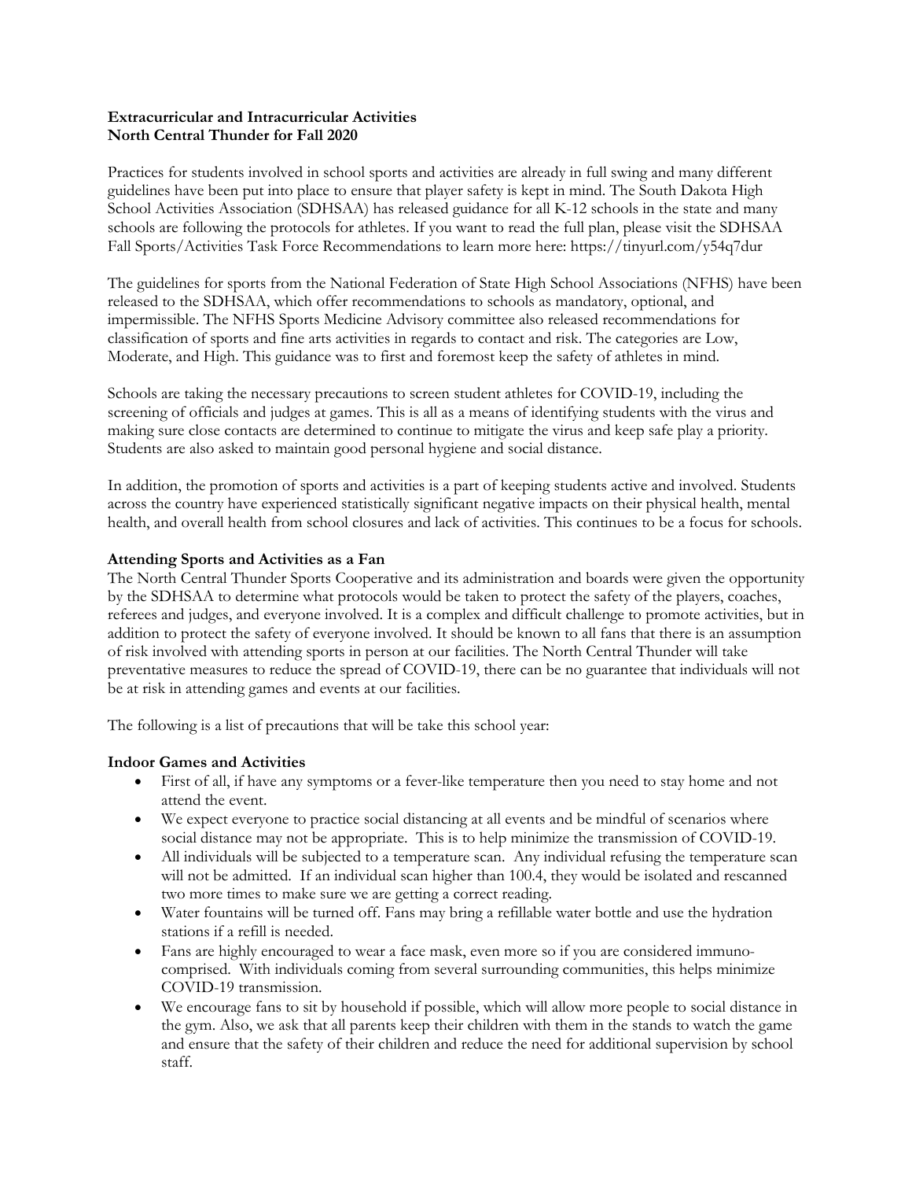**Extracurricular and Intracurricular Activities**
**North Central Thunder for Fall 2020**

Practices for students involved in school sports and activities are already in full swing and many different guidelines have been put into place to ensure that player safety is kept in mind. The South Dakota High School Activities Association (SDHSAA) has released guidance for all K-12 schools in the state and many schools are following the protocols for athletes. If you want to read the full plan, please visit the SDHSAA Fall Sports/Activities Task Force Recommendations to learn more here: https://tinyurl.com/y54q7dur

The guidelines for sports from the National Federation of State High School Associations (NFHS) have been released to the SDHSAA, which offer recommendations to schools as mandatory, optional, and impermissible. The NFHS Sports Medicine Advisory committee also released recommendations for classification of sports and fine arts activities in regards to contact and risk. The categories are Low, Moderate, and High. This guidance was to first and foremost keep the safety of athletes in mind.

Schools are taking the necessary precautions to screen student athletes for COVID-19, including the screening of officials and judges at games. This is all as a means of identifying students with the virus and making sure close contacts are determined to continue to mitigate the virus and keep safe play a priority. Students are also asked to maintain good personal hygiene and social distance.

In addition, the promotion of sports and activities is a part of keeping students active and involved. Students across the country have experienced statistically significant negative impacts on their physical health, mental health, and overall health from school closures and lack of activities. This continues to be a focus for schools.

**Attending Sports and Activities as a Fan**

The North Central Thunder Sports Cooperative and its administration and boards were given the opportunity by the SDHSAA to determine what protocols would be taken to protect the safety of the players, coaches, referees and judges, and everyone involved. It is a complex and difficult challenge to promote activities, but in addition to protect the safety of everyone involved. It should be known to all fans that there is an assumption of risk involved with attending sports in person at our facilities. The North Central Thunder will take preventative measures to reduce the spread of COVID-19, there can be no guarantee that individuals will not be at risk in attending games and events at our facilities.

The following is a list of precautions that will be take this school year:

**Indoor Games and Activities**

- First of all, if have any symptoms or a fever-like temperature then you need to stay home and not attend the event.
- We expect everyone to practice social distancing at all events and be mindful of scenarios where social distance may not be appropriate. This is to help minimize the transmission of COVID-19.
- All individuals will be subjected to a temperature scan. Any individual refusing the temperature scan will not be admitted. If an individual scan higher than 100.4, they would be isolated and rescanned two more times to make sure we are getting a correct reading.
- Water fountains will be turned off. Fans may bring a refillable water bottle and use the hydration stations if a refill is needed.
- Fans are highly encouraged to wear a face mask, even more so if you are considered immuno-comprised. With individuals coming from several surrounding communities, this helps minimize COVID-19 transmission.
- We encourage fans to sit by household if possible, which will allow more people to social distance in the gym. Also, we ask that all parents keep their children with them in the stands to watch the game and ensure that the safety of their children and reduce the need for additional supervision by school staff.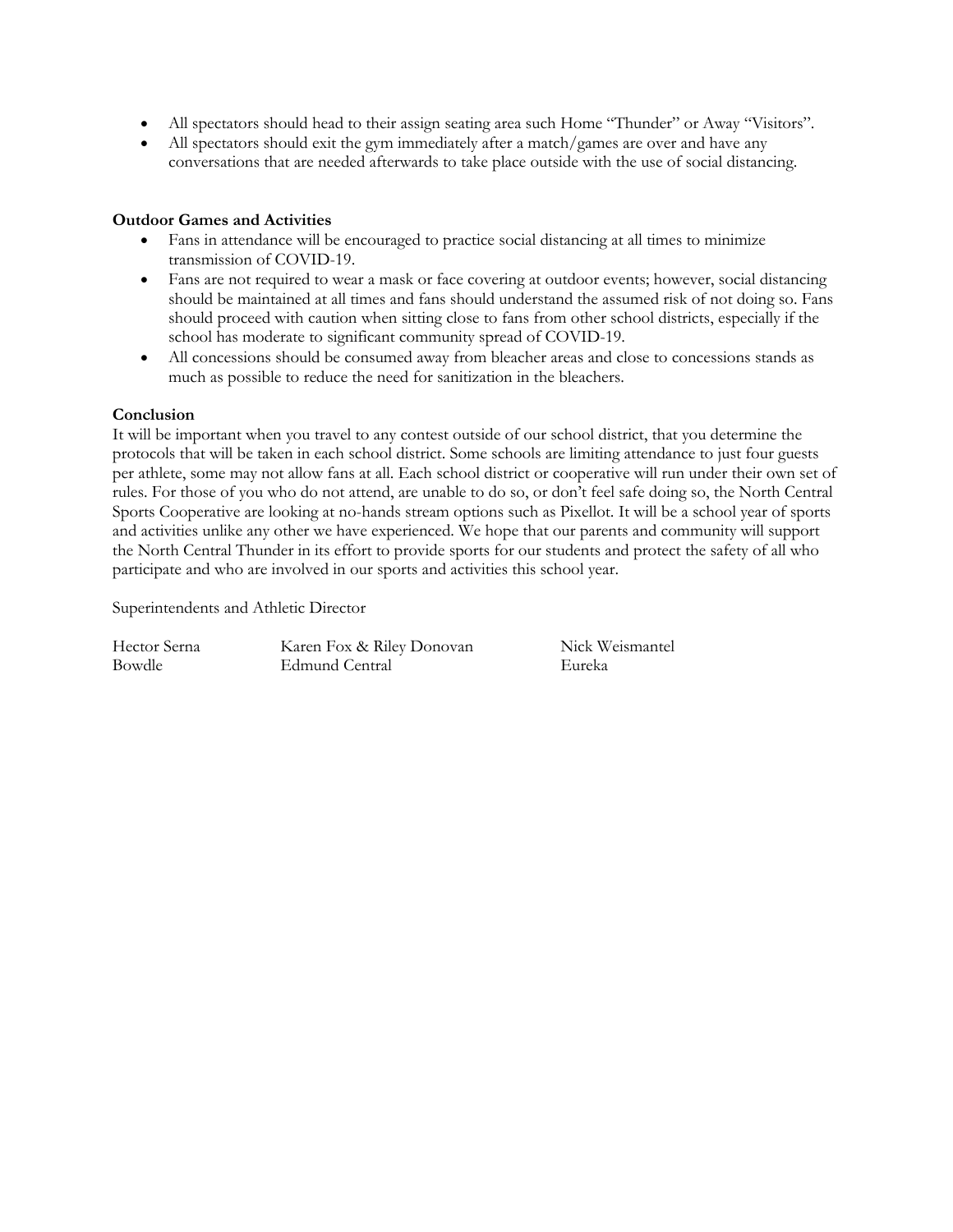- All spectators should head to their assign seating area such Home "Thunder" or Away "Visitors".
- All spectators should exit the gym immediately after a match/games are over and have any conversations that are needed afterwards to take place outside with the use of social distancing.

**Outdoor Games and Activities**

- Fans in attendance will be encouraged to practice social distancing at all times to minimize transmission of COVID-19.
- Fans are not required to wear a mask or face covering at outdoor events; however, social distancing should be maintained at all times and fans should understand the assumed risk of not doing so. Fans should proceed with caution when sitting close to fans from other school districts, especially if the school has moderate to significant community spread of COVID-19.
- All concessions should be consumed away from bleacher areas and close to concessions stands as much as possible to reduce the need for sanitization in the bleachers.

**Conclusion**

It will be important when you travel to any contest outside of our school district, that you determine the protocols that will be taken in each school district. Some schools are limiting attendance to just four guests per athlete, some may not allow fans at all. Each school district or cooperative will run under their own set of rules. For those of you who do not attend, are unable to do so, or don't feel safe doing so, the North Central Sports Cooperative are looking at no-hands stream options such as Pixellot. It will be a school year of sports and activities unlike any other we have experienced. We hope that our parents and community will support the North Central Thunder in its effort to provide sports for our students and protect the safety of all who participate and who are involved in our sports and activities this school year.

Superintendents and Athletic Director

| | | |
|---|---|---|
| Hector Serna | Karen Fox & Riley Donovan | Nick Weismantel |
| Bowdle | Edmund Central | Eureka |